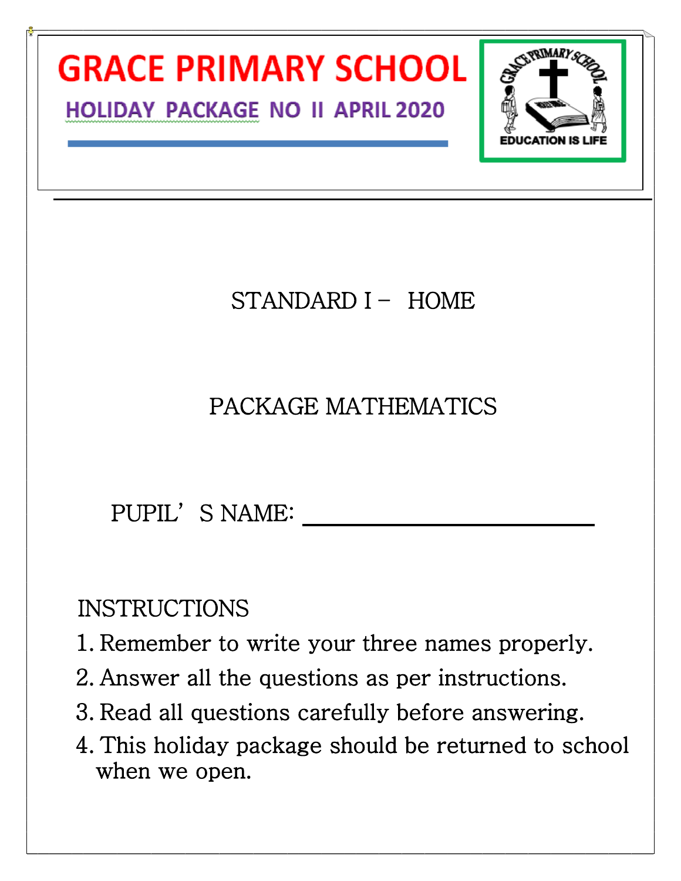# GRACE PRIMARY SCHOOL

## HOLIDAY PACKAGE NO II APRIL 2020

GRACE PRIMARY SCHOOL

EDUCATION IS LIFE

STANDARD I – HOME

PACKAGE MATHEMATICS

PUPIL'S NAME: ______________________________

INSTRUCTIONS

1. Remember to write your three names properly.
2. Answer all the questions as per instructions.
3. Read all questions carefully before answering.
4. This holiday package should be returned to school when we open.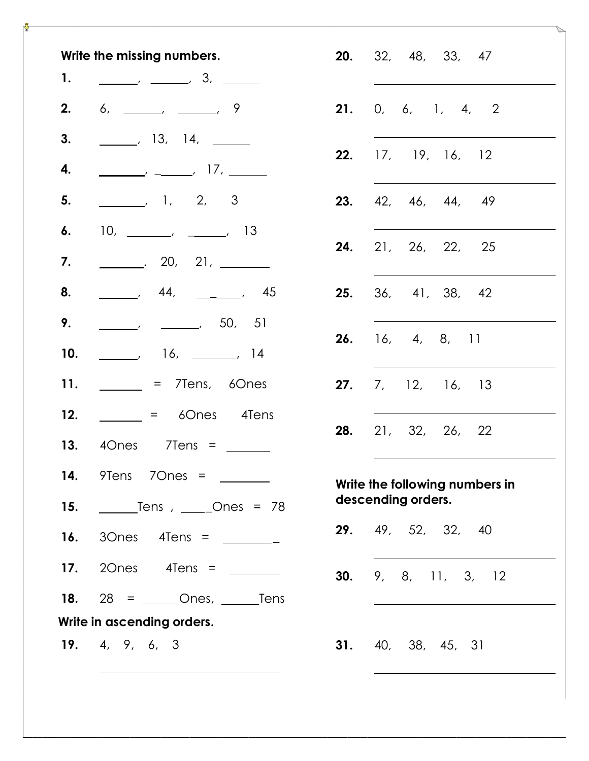**Write the missing numbers.**

**1.** ______, ______, 3, ______

**2.** 6, ______, ______, 9

**3.** ______, 13, 14, ______

**4.** ______, ______, 17, ______

**5.** ______, 1, 2, 3

**6.** 10, ______, ______, 13

**7.** ______. 20, 21, ______

**8.** ______, 44, ______, 45

**9.** ______, ______, 50, 51

**10.** ______, 16, ______, 14

**11.** ______ = 7Tens, 6Ones

**12.** ______ = 6Ones 4Tens

**13.** 4Ones 7Tens = ______

**14.** 9Tens 7Ones = ______

**15.** ______Tens , ______Ones = 78

**16.** 3Ones 4Tens = ______

**17.** 2Ones 4Tens = ______

**18.** 28 = ______Ones, ______Tens

**Write in ascending orders.**

**19.** 4, 9, 6, 3

______________________________

**20.** 32, 48, 33, 47

______________________________

**21.** 0, 6, 1, 4, 2

______________________________

**22.** 17, 19, 16, 12

______________________________

**23.** 42, 46, 44, 49

______________________________

**24.** 21, 26, 22, 25

______________________________

**25.** 36, 41, 38, 42

______________________________

**26.** 16, 4, 8, 11

______________________________

**27.** 7, 12, 16, 13

______________________________

**28.** 21, 32, 26, 22

______________________________

**Write the following numbers in descending orders.**

**29.** 49, 52, 32, 40

______________________________

**30.** 9, 8, 11, 3, 12

______________________________

**31.** 40, 38, 45, 31

______________________________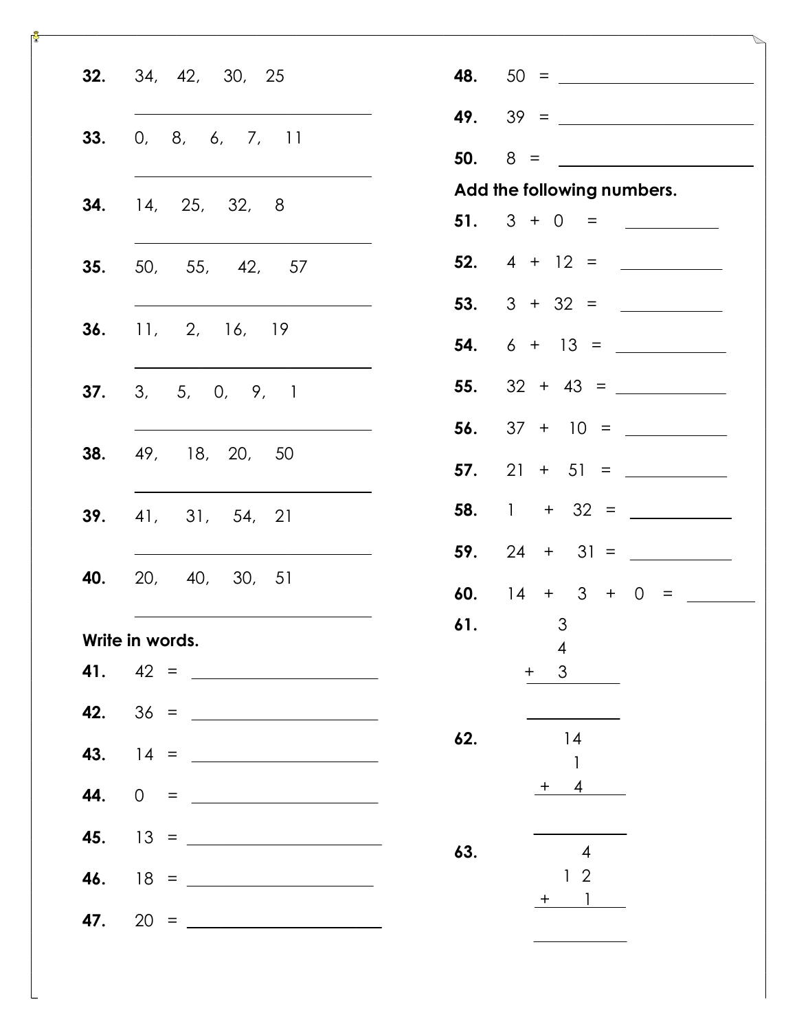**32.** 34, 42, 30, 25

\_\_\_\_\_\_\_\_\_\_\_\_\_\_\_\_\_\_\_\_\_\_\_\_

**33.** 0, 8, 6, 7, 11

\_\_\_\_\_\_\_\_\_\_\_\_\_\_\_\_\_\_\_\_\_\_\_\_

**34.** 14, 25, 32, 8

\_\_\_\_\_\_\_\_\_\_\_\_\_\_\_\_\_\_\_\_\_\_\_\_

**35.** 50, 55, 42, 57

\_\_\_\_\_\_\_\_\_\_\_\_\_\_\_\_\_\_\_\_\_\_\_\_

**36.** 11, 2, 16, 19

\_\_\_\_\_\_\_\_\_\_\_\_\_\_\_\_\_\_\_\_\_\_\_\_

**37.** 3, 5, 0, 9, 1

\_\_\_\_\_\_\_\_\_\_\_\_\_\_\_\_\_\_\_\_\_\_\_\_

**38.** 49, 18, 20, 50

\_\_\_\_\_\_\_\_\_\_\_\_\_\_\_\_\_\_\_\_\_\_\_\_

**39.** 41, 31, 54, 21

\_\_\_\_\_\_\_\_\_\_\_\_\_\_\_\_\_\_\_\_\_\_\_\_

**40.** 20, 40, 30, 51

\_\_\_\_\_\_\_\_\_\_\_\_\_\_\_\_\_\_\_\_\_\_\_\_

**Write in words.**

**41.** 42 = \_\_\_\_\_\_\_\_\_\_\_\_\_\_\_\_\_\_\_\_

**42.** 36 = \_\_\_\_\_\_\_\_\_\_\_\_\_\_\_\_\_\_\_\_

**43.** 14 = \_\_\_\_\_\_\_\_\_\_\_\_\_\_\_\_\_\_\_\_

**44.** 0 = \_\_\_\_\_\_\_\_\_\_\_\_\_\_\_\_\_\_\_\_

**45.** 13 = \_\_\_\_\_\_\_\_\_\_\_\_\_\_\_\_\_\_\_\_

**46.** 18 = \_\_\_\_\_\_\_\_\_\_\_\_\_\_\_\_\_\_\_\_

**47.** 20 = \_\_\_\_\_\_\_\_\_\_\_\_\_\_\_\_\_\_\_\_

**48.** 50 = \_\_\_\_\_\_\_\_\_\_\_\_\_\_\_\_\_\_\_\_

**49.** 39 = \_\_\_\_\_\_\_\_\_\_\_\_\_\_\_\_\_\_\_\_

**50.** 8 = \_\_\_\_\_\_\_\_\_\_\_\_\_\_\_\_\_\_\_\_

**Add the following numbers.**

**51.** 3 + 0 = \_\_\_\_\_\_\_\_\_\_

**52.** 4 + 12 = \_\_\_\_\_\_\_\_\_\_

**53.** 3 + 32 = \_\_\_\_\_\_\_\_\_\_

**54.** 6 + 13 = \_\_\_\_\_\_\_\_\_\_

**55.** 32 + 43 = \_\_\_\_\_\_\_\_\_\_

**56.** 37 + 10 = \_\_\_\_\_\_\_\_\_\_

**57.** 21 + 51 = \_\_\_\_\_\_\_\_\_\_

**58.** 1 + 32 = \_\_\_\_\_\_\_\_\_\_

**59.** 24 + 31 = \_\_\_\_\_\_\_\_\_\_

**60.** 14 + 3 + 0 = \_\_\_\_\_\_\_\_\_\_

**61.**

$$\begin{array}{r} 3 \\ 4 \\ +\ 3 \\ \hline \\ \hline \end{array}$$

**62.**

$$\begin{array}{r} 14 \\ 1 \\ +\ 4 \\ \hline \\ \hline \end{array}$$

**63.**

$$\begin{array}{r} 4 \\ 12 \\ +\ 1 \\ \hline \\ \hline \end{array}$$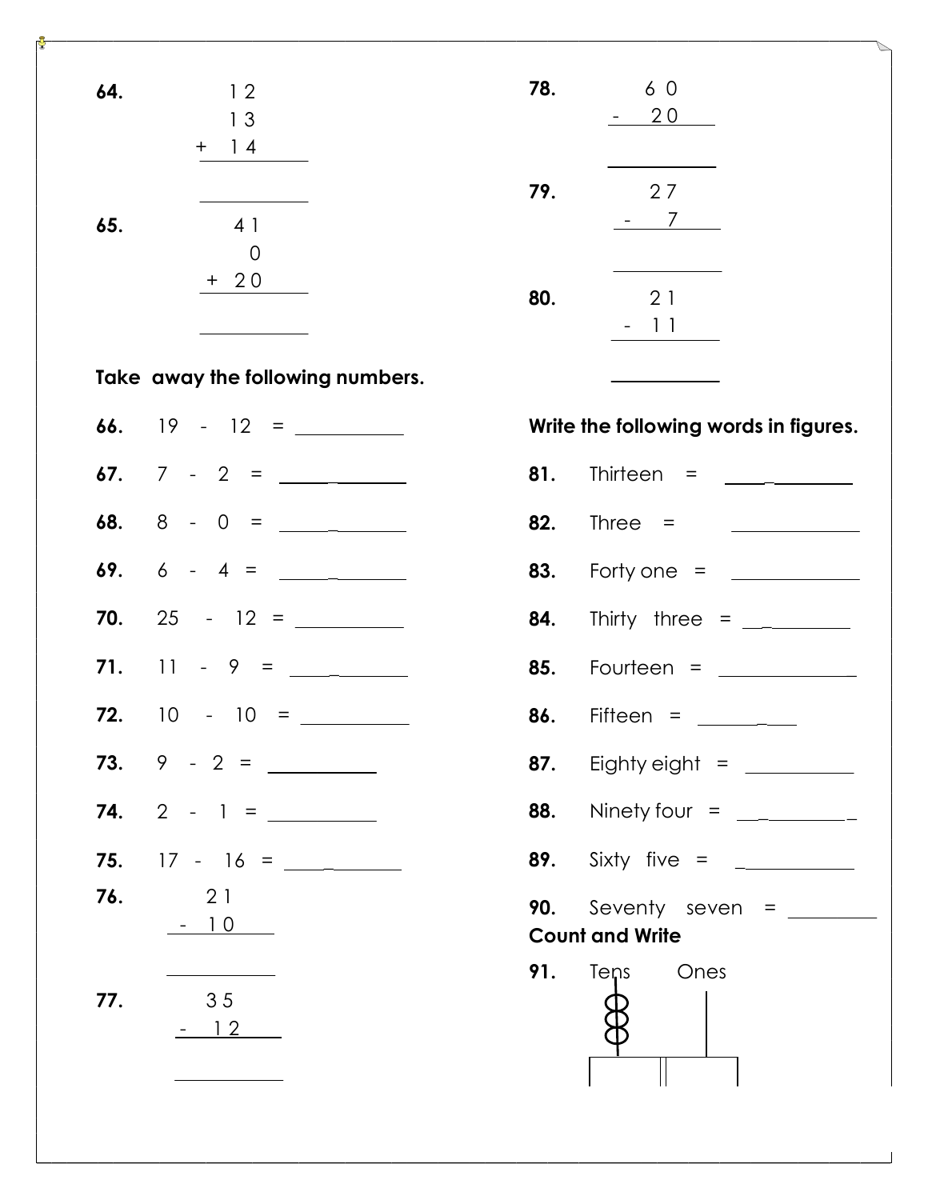**64.**

$$\begin{array}{r} 12 \\ 13 \\ +\ 14 \\ \hline \\ \hline \end{array}$$

**65.**

$$\begin{array}{r} 41 \\ 0 \\ +\ 20 \\ \hline \\ \hline \end{array}$$

**Take away the following numbers.**

**66.** 19 - 12 = __________

**67.** 7 - 2 = __________

**68.** 8 - 0 = __________

**69.** 6 - 4 = __________

**70.** 25 - 12 = __________

**71.** 11 - 9 = __________

**72.** 10 - 10 = __________

**73.** 9 - 2 = __________

**74.** 2 - 1 = __________

**75.** 17 - 16 = __________

**76.**

$$\begin{array}{r} 21 \\ -\ 10 \\ \hline \\ \hline \end{array}$$

**77.**

$$\begin{array}{r} 35 \\ -\ 12 \\ \hline \\ \hline \end{array}$$

**78.**

$$\begin{array}{r} 60 \\ -\ 20 \\ \hline \\ \hline \end{array}$$

**79.**

$$\begin{array}{r} 27 \\ -\ 7 \\ \hline \\ \hline \end{array}$$

**80.**

$$\begin{array}{r} 21 \\ -\ 11 \\ \hline \\ \hline \end{array}$$

**Write the following words in figures.**

**81.** Thirteen = __________

**82.** Three = __________

**83.** Forty one = __________

**84.** Thirty three = __________

**85.** Fourteen = __________

**86.** Fifteen = __________

**87.** Eighty eight = __________

**88.** Ninety four = __________

**89.** Sixty five = __________

**90.** Seventy seven = __________

**Count and Write**

**91.** Tens Ones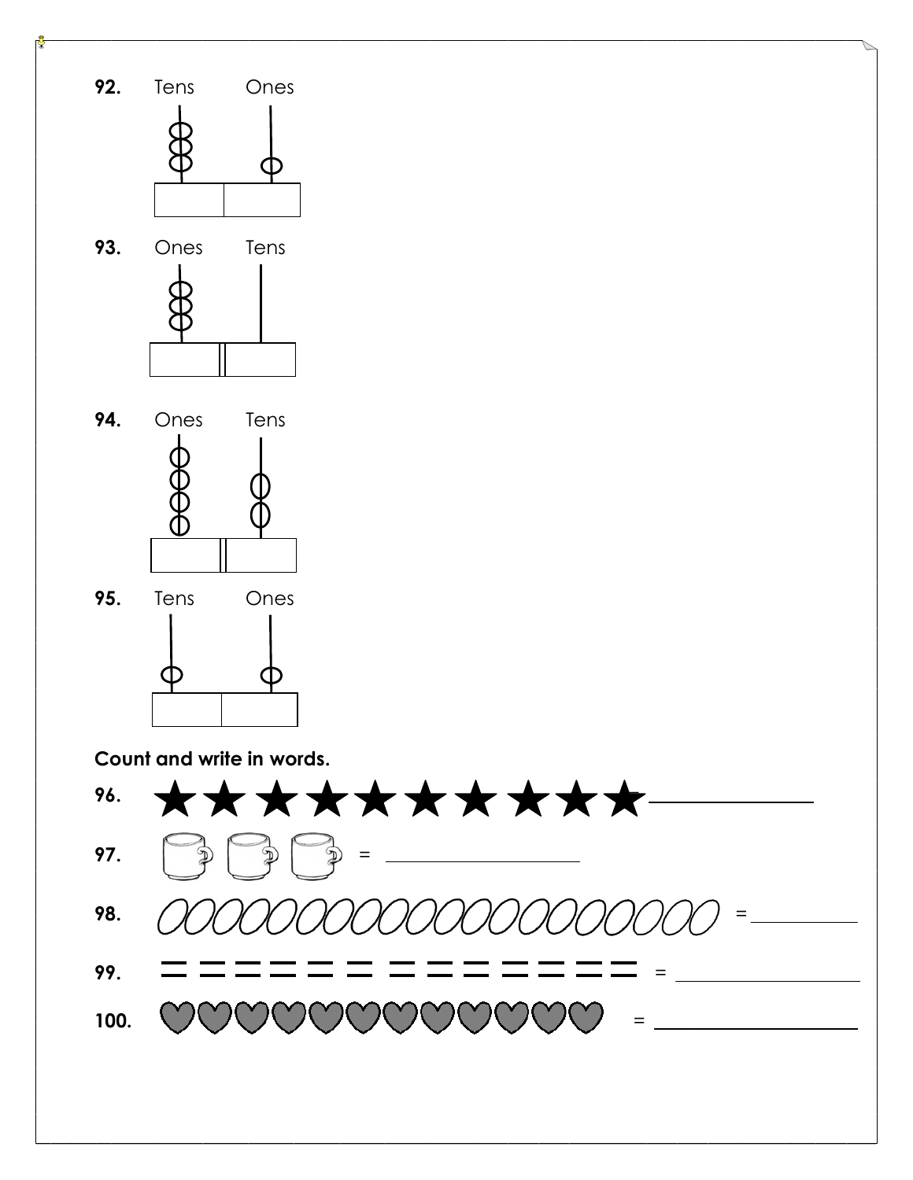**92.** Tens Ones

**93.** Ones Tens

**94.** Ones Tens

**95.** Tens Ones

**Count and write in words.**

**96.** ★★★★★★★★★★ ____________

**97.** = ____________

**98.** = ____________

**99.** = ____________

**100.** = ____________